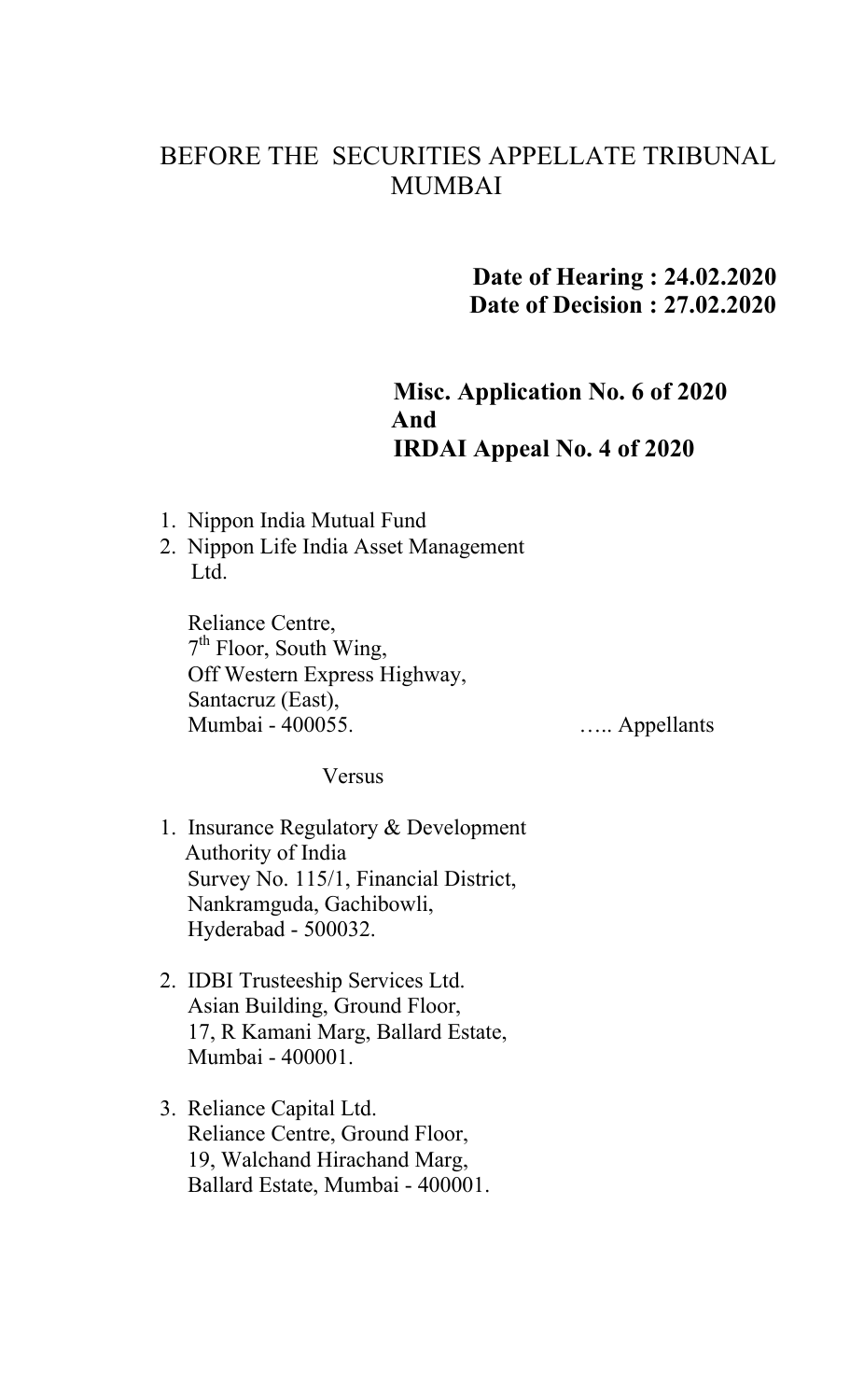# BEFORE THE SECURITIES APPELLATE TRIBUNAL MUMBAI

**Date of Hearing : 24.02.2020**
**Date of Decision : 27.02.2020**

**Misc. Application No. 6 of 2020**
**And**
**IRDAI Appeal No. 4 of 2020**

1. Nippon India Mutual Fund
2. Nippon Life India Asset Management Ltd.

Reliance Centre,
7th Floor, South Wing,
Off Western Express Highway,
Santacruz (East),
Mumbai - 400055. ….. Appellants

Versus

1. Insurance Regulatory & Development Authority of India
   Survey No. 115/1, Financial District,
   Nankramguda, Gachibowli,
   Hyderabad - 500032.

2. IDBI Trusteeship Services Ltd.
   Asian Building, Ground Floor,
   17, R Kamani Marg, Ballard Estate,
   Mumbai - 400001.

3. Reliance Capital Ltd.
   Reliance Centre, Ground Floor,
   19, Walchand Hirachand Marg,
   Ballard Estate, Mumbai - 400001.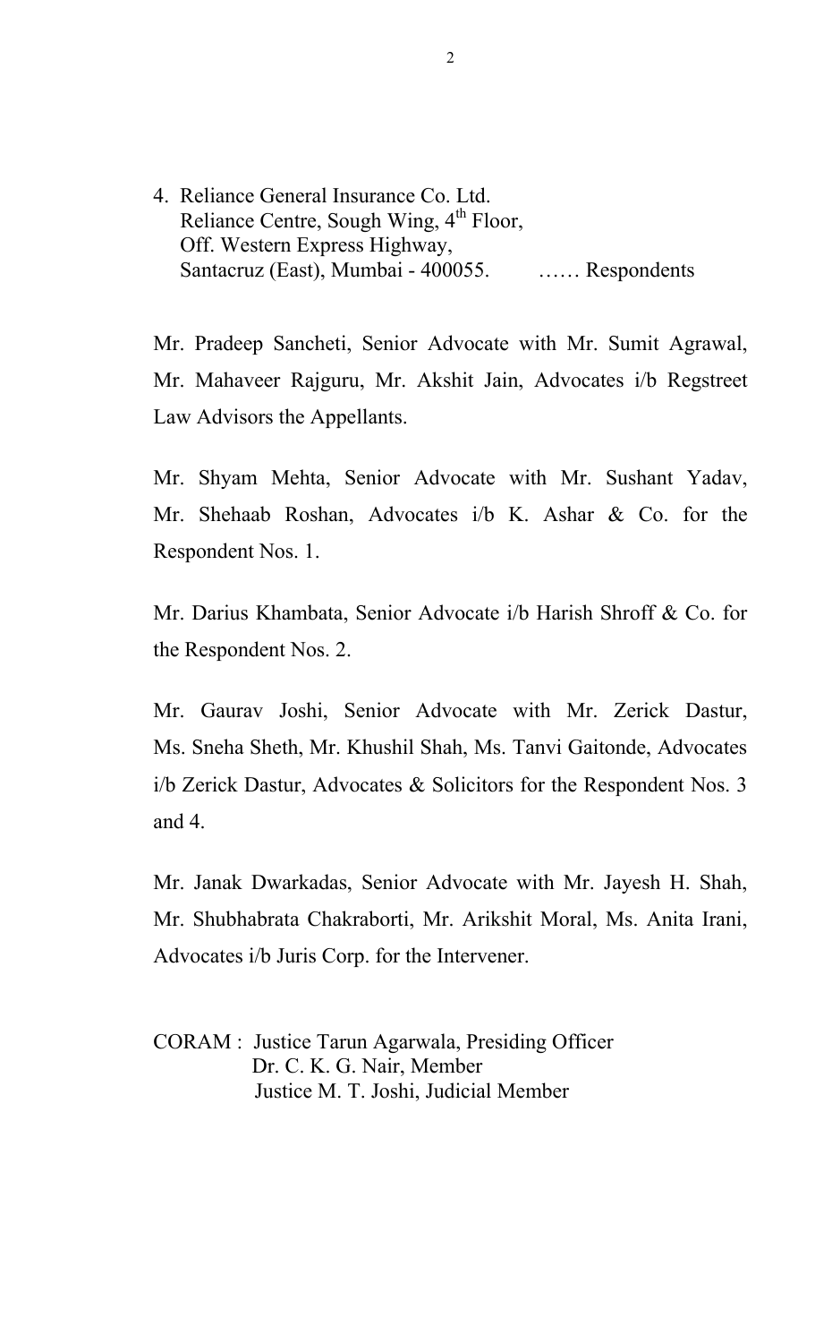4. Reliance General Insurance Co. Ltd.
   Reliance Centre, Sough Wing, 4th Floor,
   Off. Western Express Highway,
   Santacruz (East), Mumbai - 400055. …… Respondents

Mr. Pradeep Sancheti, Senior Advocate with Mr. Sumit Agrawal, Mr. Mahaveer Rajguru, Mr. Akshit Jain, Advocates i/b Regstreet Law Advisors the Appellants.

Mr. Shyam Mehta, Senior Advocate with Mr. Sushant Yadav, Mr. Shehaab Roshan, Advocates i/b K. Ashar & Co. for the Respondent Nos. 1.

Mr. Darius Khambata, Senior Advocate i/b Harish Shroff & Co. for the Respondent Nos. 2.

Mr. Gaurav Joshi, Senior Advocate with Mr. Zerick Dastur, Ms. Sneha Sheth, Mr. Khushil Shah, Ms. Tanvi Gaitonde, Advocates i/b Zerick Dastur, Advocates & Solicitors for the Respondent Nos. 3 and 4.

Mr. Janak Dwarkadas, Senior Advocate with Mr. Jayesh H. Shah, Mr. Shubhabrata Chakraborti, Mr. Arikshit Moral, Ms. Anita Irani, Advocates i/b Juris Corp. for the Intervener.

CORAM : Justice Tarun Agarwala, Presiding Officer
Dr. C. K. G. Nair, Member
Justice M. T. Joshi, Judicial Member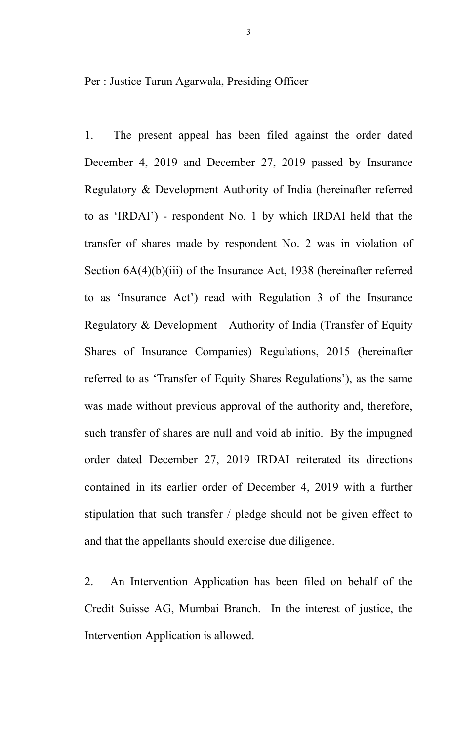Per : Justice Tarun Agarwala, Presiding Officer

1. The present appeal has been filed against the order dated December 4, 2019 and December 27, 2019 passed by Insurance Regulatory & Development Authority of India (hereinafter referred to as 'IRDAI') - respondent No. 1 by which IRDAI held that the transfer of shares made by respondent No. 2 was in violation of Section 6A(4)(b)(iii) of the Insurance Act, 1938 (hereinafter referred to as 'Insurance Act') read with Regulation 3 of the Insurance Regulatory & Development Authority of India (Transfer of Equity Shares of Insurance Companies) Regulations, 2015 (hereinafter referred to as 'Transfer of Equity Shares Regulations'), as the same was made without previous approval of the authority and, therefore, such transfer of shares are null and void ab initio. By the impugned order dated December 27, 2019 IRDAI reiterated its directions contained in its earlier order of December 4, 2019 with a further stipulation that such transfer / pledge should not be given effect to and that the appellants should exercise due diligence.

2. An Intervention Application has been filed on behalf of the Credit Suisse AG, Mumbai Branch. In the interest of justice, the Intervention Application is allowed.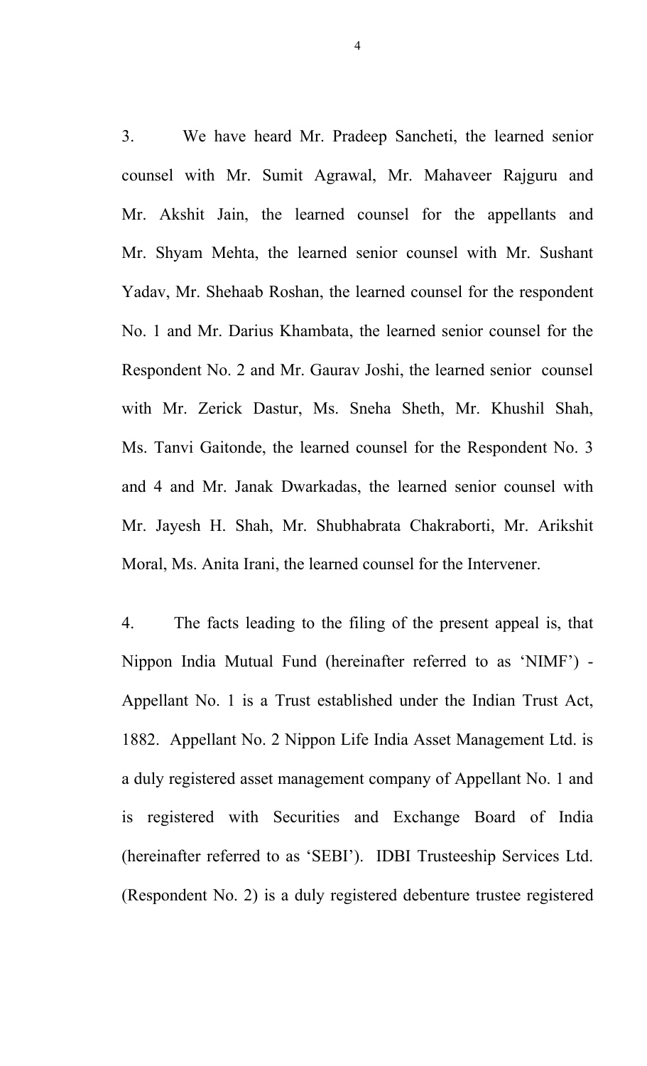3. We have heard Mr. Pradeep Sancheti, the learned senior counsel with Mr. Sumit Agrawal, Mr. Mahaveer Rajguru and Mr. Akshit Jain, the learned counsel for the appellants and Mr. Shyam Mehta, the learned senior counsel with Mr. Sushant Yadav, Mr. Shehaab Roshan, the learned counsel for the respondent No. 1 and Mr. Darius Khambata, the learned senior counsel for the Respondent No. 2 and Mr. Gaurav Joshi, the learned senior counsel with Mr. Zerick Dastur, Ms. Sneha Sheth, Mr. Khushil Shah, Ms. Tanvi Gaitonde, the learned counsel for the Respondent No. 3 and 4 and Mr. Janak Dwarkadas, the learned senior counsel with Mr. Jayesh H. Shah, Mr. Shubhabrata Chakraborti, Mr. Arikshit Moral, Ms. Anita Irani, the learned counsel for the Intervener.

4. The facts leading to the filing of the present appeal is, that Nippon India Mutual Fund (hereinafter referred to as 'NIMF') - Appellant No. 1 is a Trust established under the Indian Trust Act, 1882. Appellant No. 2 Nippon Life India Asset Management Ltd. is a duly registered asset management company of Appellant No. 1 and is registered with Securities and Exchange Board of India (hereinafter referred to as 'SEBI'). IDBI Trusteeship Services Ltd. (Respondent No. 2) is a duly registered debenture trustee registered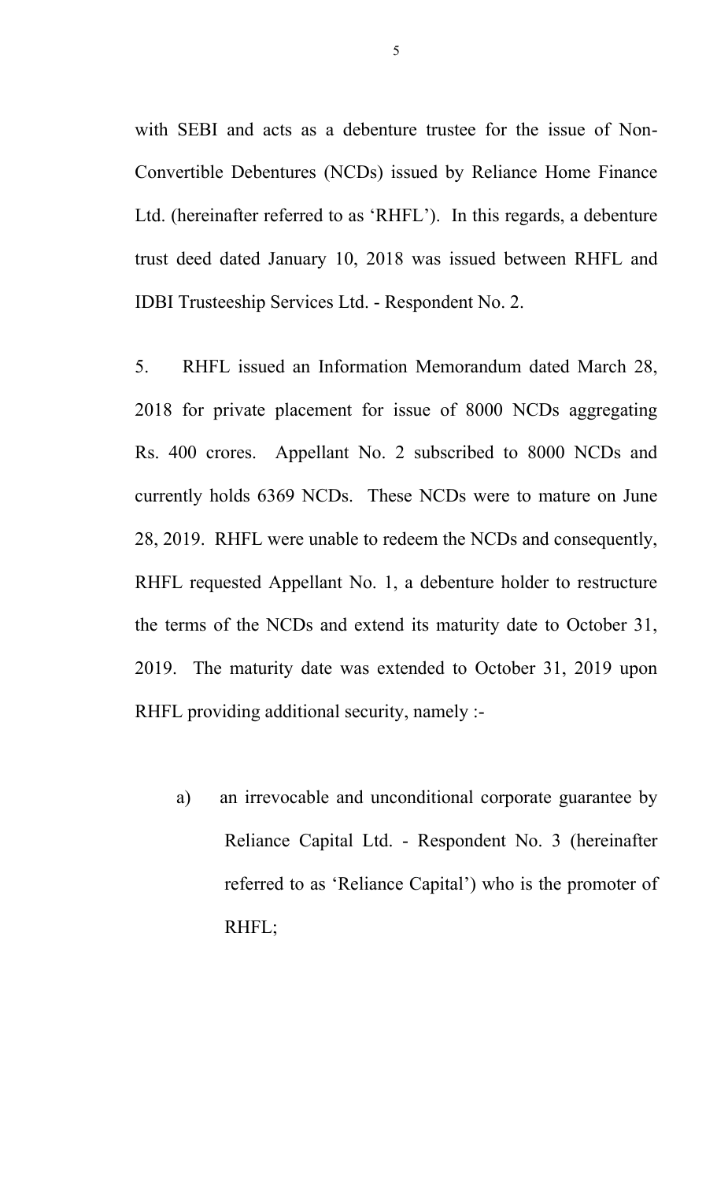with SEBI and acts as a debenture trustee for the issue of Non-Convertible Debentures (NCDs) issued by Reliance Home Finance Ltd. (hereinafter referred to as 'RHFL'). In this regards, a debenture trust deed dated January 10, 2018 was issued between RHFL and IDBI Trusteeship Services Ltd. - Respondent No. 2.

5. RHFL issued an Information Memorandum dated March 28, 2018 for private placement for issue of 8000 NCDs aggregating Rs. 400 crores. Appellant No. 2 subscribed to 8000 NCDs and currently holds 6369 NCDs. These NCDs were to mature on June 28, 2019. RHFL were unable to redeem the NCDs and consequently, RHFL requested Appellant No. 1, a debenture holder to restructure the terms of the NCDs and extend its maturity date to October 31, 2019. The maturity date was extended to October 31, 2019 upon RHFL providing additional security, namely :-

a) an irrevocable and unconditional corporate guarantee by Reliance Capital Ltd. - Respondent No. 3 (hereinafter referred to as 'Reliance Capital') who is the promoter of RHFL;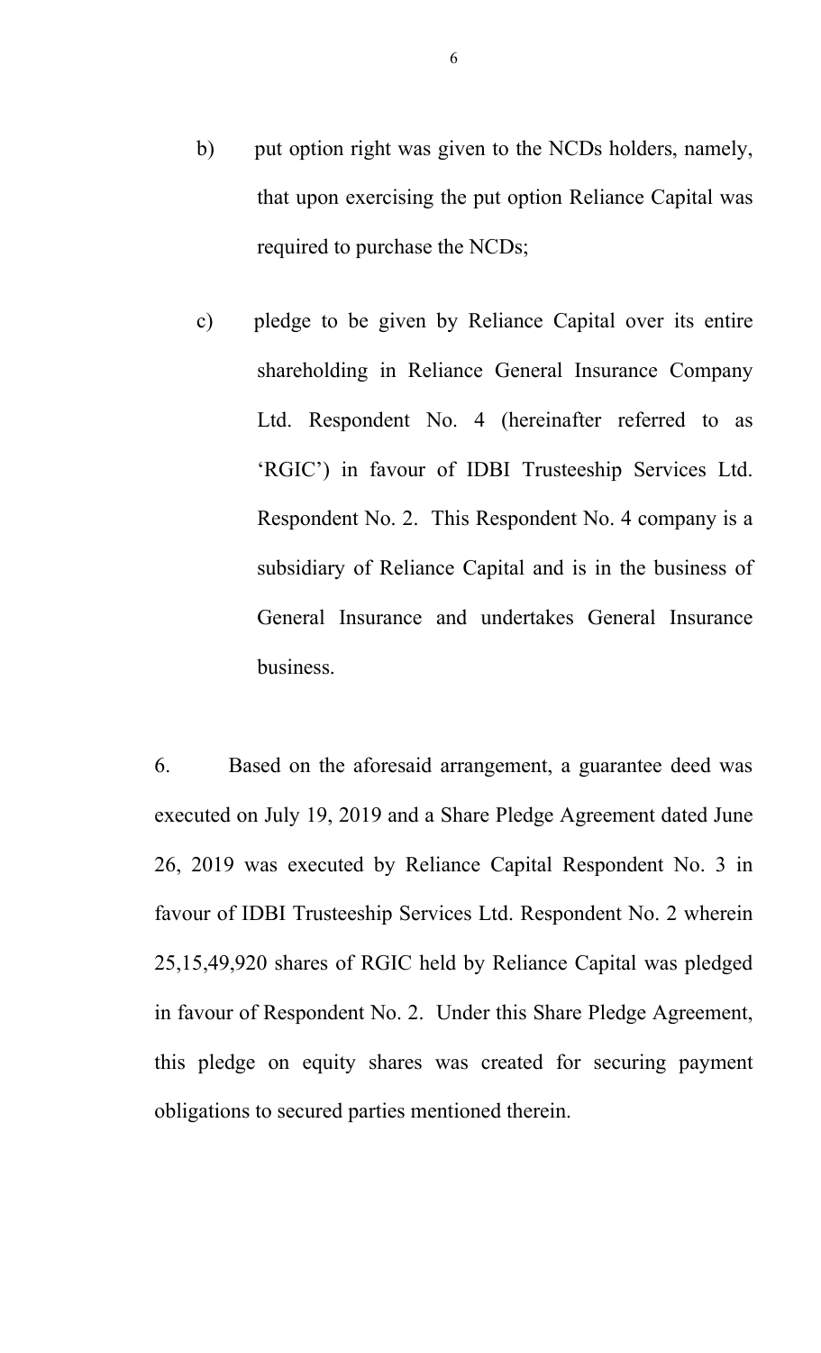b) put option right was given to the NCDs holders, namely, that upon exercising the put option Reliance Capital was required to purchase the NCDs;

c) pledge to be given by Reliance Capital over its entire shareholding in Reliance General Insurance Company Ltd. Respondent No. 4 (hereinafter referred to as 'RGIC') in favour of IDBI Trusteeship Services Ltd. Respondent No. 2. This Respondent No. 4 company is a subsidiary of Reliance Capital and is in the business of General Insurance and undertakes General Insurance business.

6. Based on the aforesaid arrangement, a guarantee deed was executed on July 19, 2019 and a Share Pledge Agreement dated June 26, 2019 was executed by Reliance Capital Respondent No. 3 in favour of IDBI Trusteeship Services Ltd. Respondent No. 2 wherein 25,15,49,920 shares of RGIC held by Reliance Capital was pledged in favour of Respondent No. 2. Under this Share Pledge Agreement, this pledge on equity shares was created for securing payment obligations to secured parties mentioned therein.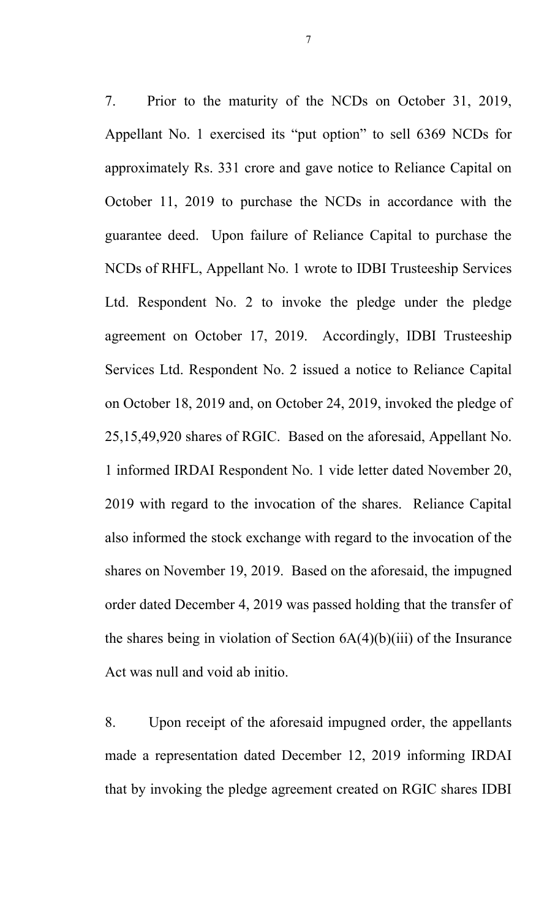7. Prior to the maturity of the NCDs on October 31, 2019, Appellant No. 1 exercised its "put option" to sell 6369 NCDs for approximately Rs. 331 crore and gave notice to Reliance Capital on October 11, 2019 to purchase the NCDs in accordance with the guarantee deed. Upon failure of Reliance Capital to purchase the NCDs of RHFL, Appellant No. 1 wrote to IDBI Trusteeship Services Ltd. Respondent No. 2 to invoke the pledge under the pledge agreement on October 17, 2019. Accordingly, IDBI Trusteeship Services Ltd. Respondent No. 2 issued a notice to Reliance Capital on October 18, 2019 and, on October 24, 2019, invoked the pledge of 25,15,49,920 shares of RGIC. Based on the aforesaid, Appellant No. 1 informed IRDAI Respondent No. 1 vide letter dated November 20, 2019 with regard to the invocation of the shares. Reliance Capital also informed the stock exchange with regard to the invocation of the shares on November 19, 2019. Based on the aforesaid, the impugned order dated December 4, 2019 was passed holding that the transfer of the shares being in violation of Section 6A(4)(b)(iii) of the Insurance Act was null and void ab initio.

8. Upon receipt of the aforesaid impugned order, the appellants made a representation dated December 12, 2019 informing IRDAI that by invoking the pledge agreement created on RGIC shares IDBI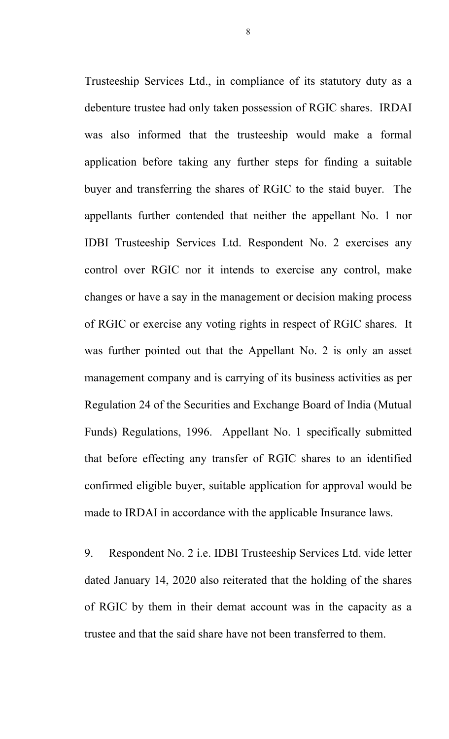Trusteeship Services Ltd., in compliance of its statutory duty as a debenture trustee had only taken possession of RGIC shares. IRDAI was also informed that the trusteeship would make a formal application before taking any further steps for finding a suitable buyer and transferring the shares of RGIC to the staid buyer. The appellants further contended that neither the appellant No. 1 nor IDBI Trusteeship Services Ltd. Respondent No. 2 exercises any control over RGIC nor it intends to exercise any control, make changes or have a say in the management or decision making process of RGIC or exercise any voting rights in respect of RGIC shares. It was further pointed out that the Appellant No. 2 is only an asset management company and is carrying of its business activities as per Regulation 24 of the Securities and Exchange Board of India (Mutual Funds) Regulations, 1996. Appellant No. 1 specifically submitted that before effecting any transfer of RGIC shares to an identified confirmed eligible buyer, suitable application for approval would be made to IRDAI in accordance with the applicable Insurance laws.

9. Respondent No. 2 i.e. IDBI Trusteeship Services Ltd. vide letter dated January 14, 2020 also reiterated that the holding of the shares of RGIC by them in their demat account was in the capacity as a trustee and that the said share have not been transferred to them.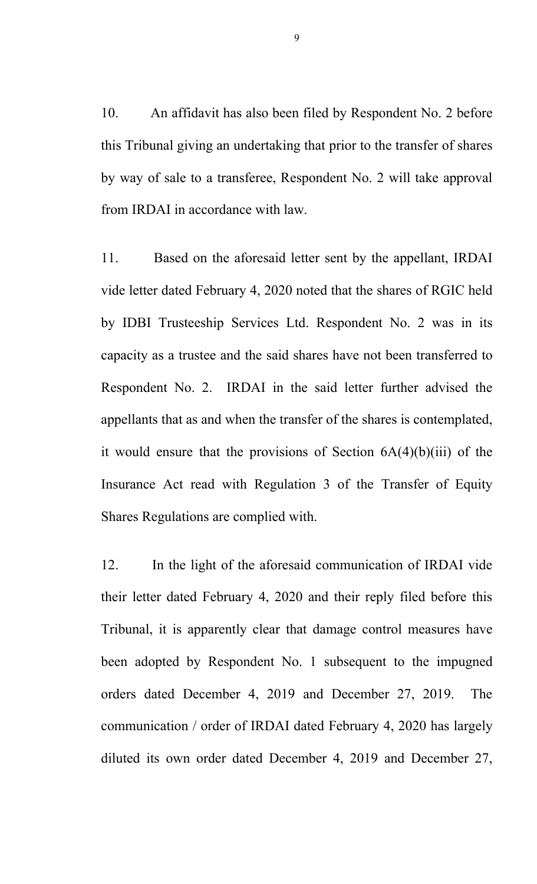10. An affidavit has also been filed by Respondent No. 2 before this Tribunal giving an undertaking that prior to the transfer of shares by way of sale to a transferee, Respondent No. 2 will take approval from IRDAI in accordance with law.

11. Based on the aforesaid letter sent by the appellant, IRDAI vide letter dated February 4, 2020 noted that the shares of RGIC held by IDBI Trusteeship Services Ltd. Respondent No. 2 was in its capacity as a trustee and the said shares have not been transferred to Respondent No. 2. IRDAI in the said letter further advised the appellants that as and when the transfer of the shares is contemplated, it would ensure that the provisions of Section 6A(4)(b)(iii) of the Insurance Act read with Regulation 3 of the Transfer of Equity Shares Regulations are complied with.

12. In the light of the aforesaid communication of IRDAI vide their letter dated February 4, 2020 and their reply filed before this Tribunal, it is apparently clear that damage control measures have been adopted by Respondent No. 1 subsequent to the impugned orders dated December 4, 2019 and December 27, 2019. The communication / order of IRDAI dated February 4, 2020 has largely diluted its own order dated December 4, 2019 and December 27,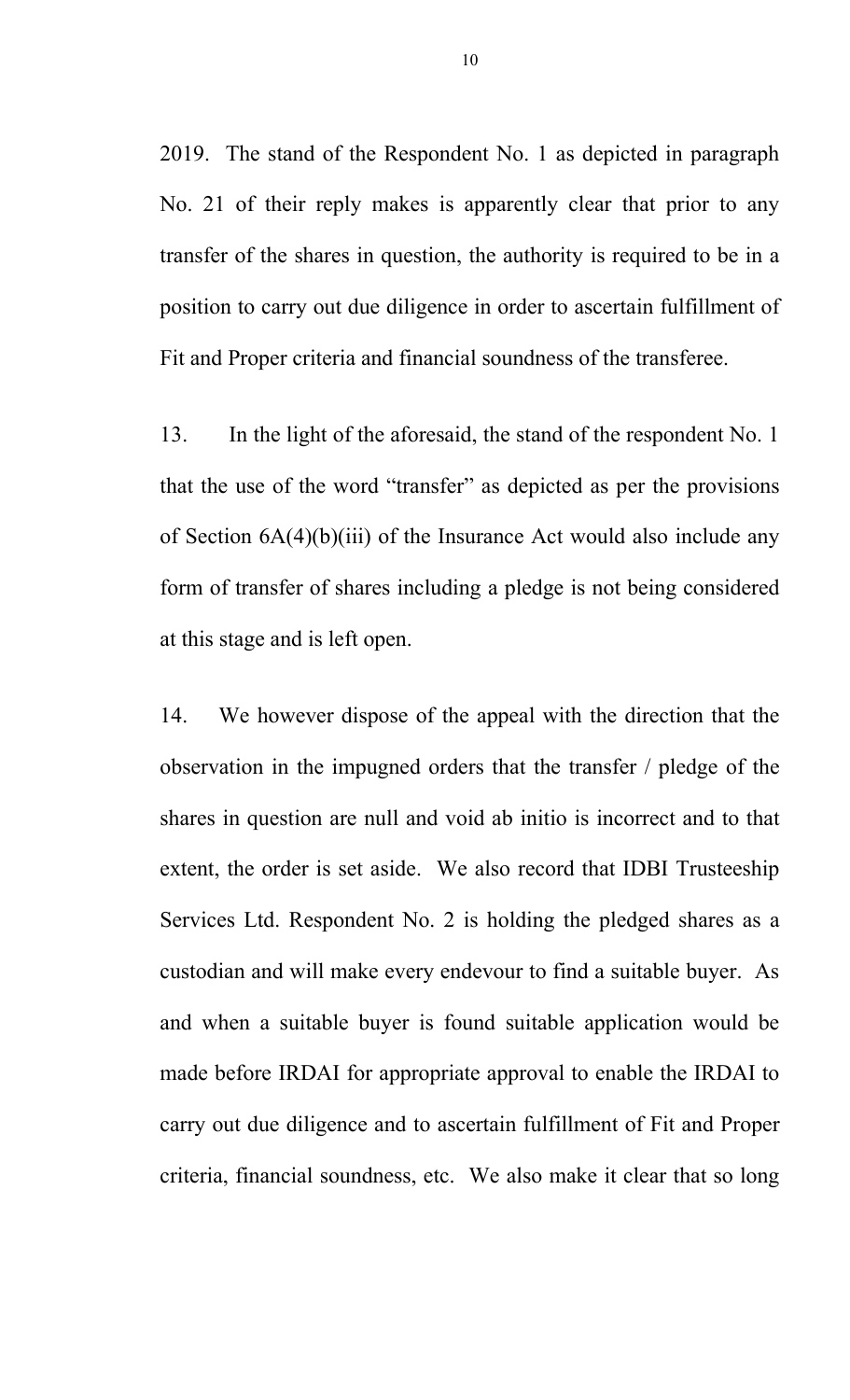2019. The stand of the Respondent No. 1 as depicted in paragraph No. 21 of their reply makes is apparently clear that prior to any transfer of the shares in question, the authority is required to be in a position to carry out due diligence in order to ascertain fulfillment of Fit and Proper criteria and financial soundness of the transferee.

13. In the light of the aforesaid, the stand of the respondent No. 1 that the use of the word "transfer" as depicted as per the provisions of Section 6A(4)(b)(iii) of the Insurance Act would also include any form of transfer of shares including a pledge is not being considered at this stage and is left open.

14. We however dispose of the appeal with the direction that the observation in the impugned orders that the transfer / pledge of the shares in question are null and void ab initio is incorrect and to that extent, the order is set aside. We also record that IDBI Trusteeship Services Ltd. Respondent No. 2 is holding the pledged shares as a custodian and will make every endevour to find a suitable buyer. As and when a suitable buyer is found suitable application would be made before IRDAI for appropriate approval to enable the IRDAI to carry out due diligence and to ascertain fulfillment of Fit and Proper criteria, financial soundness, etc. We also make it clear that so long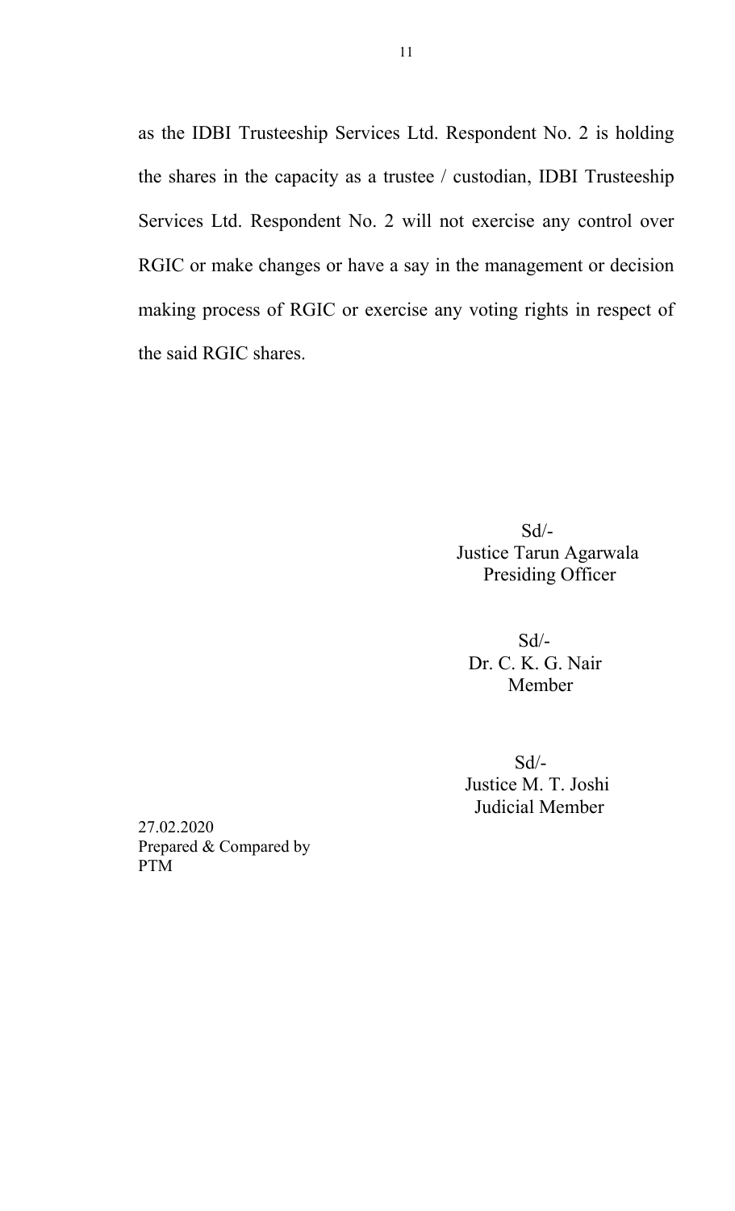as the IDBI Trusteeship Services Ltd. Respondent No. 2 is holding the shares in the capacity as a trustee / custodian, IDBI Trusteeship Services Ltd. Respondent No. 2 will not exercise any control over RGIC or make changes or have a say in the management or decision making process of RGIC or exercise any voting rights in respect of the said RGIC shares.

Sd/-
Justice Tarun Agarwala
Presiding Officer

Sd/-
Dr. C. K. G. Nair
Member

Sd/-
Justice M. T. Joshi
Judicial Member

27.02.2020
Prepared & Compared by
PTM